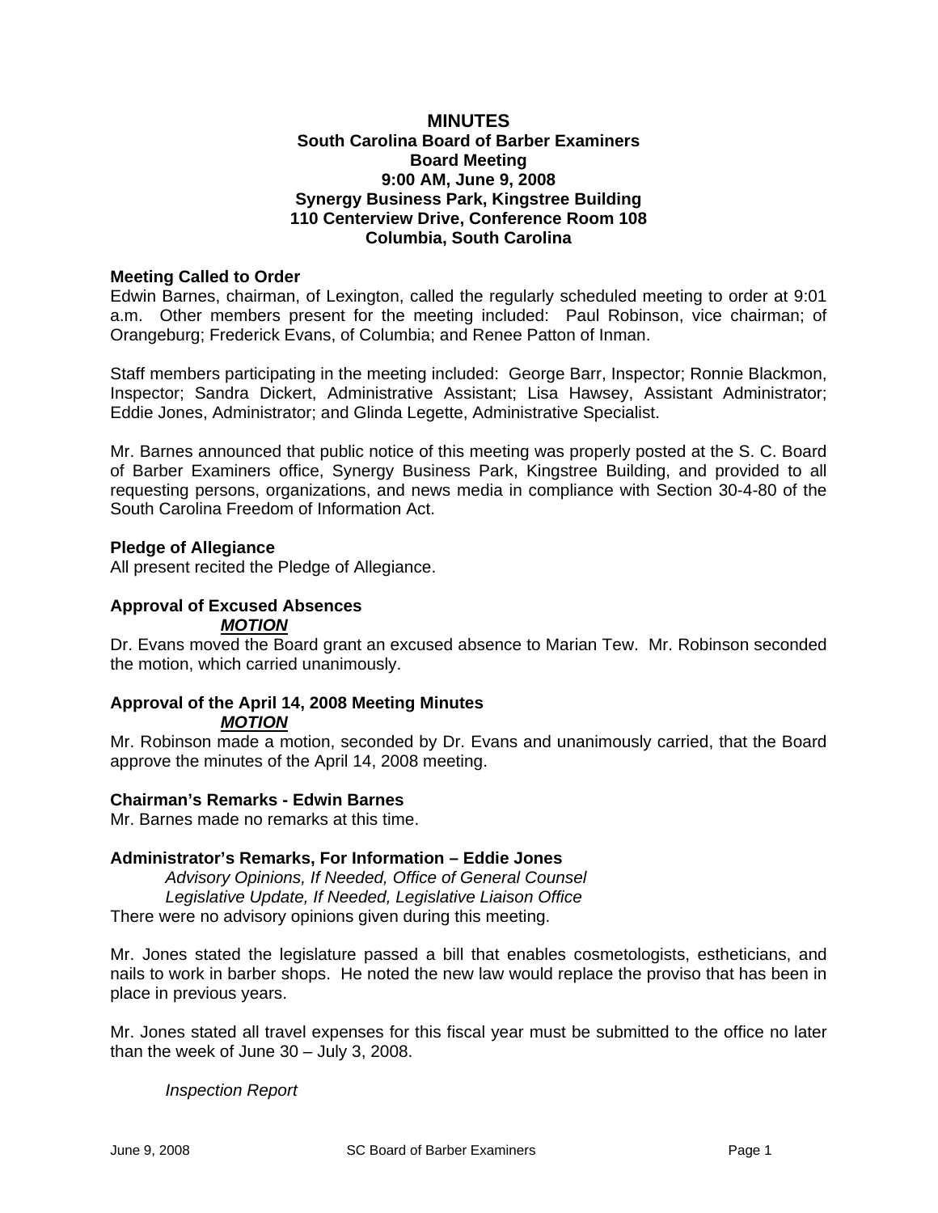# MINUTES

**South Carolina Board of Barber Examiners**
**Board Meeting**
**9:00 AM, June 9, 2008**
**Synergy Business Park, Kingstree Building**
**110 Centerview Drive, Conference Room 108**
**Columbia, South Carolina**

### Meeting Called to Order

Edwin Barnes, chairman, of Lexington, called the regularly scheduled meeting to order at 9:01 a.m. Other members present for the meeting included: Paul Robinson, vice chairman; of Orangeburg; Frederick Evans, of Columbia; and Renee Patton of Inman.

Staff members participating in the meeting included: George Barr, Inspector; Ronnie Blackmon, Inspector; Sandra Dickert, Administrative Assistant; Lisa Hawsey, Assistant Administrator; Eddie Jones, Administrator; and Glinda Legette, Administrative Specialist.

Mr. Barnes announced that public notice of this meeting was properly posted at the S. C. Board of Barber Examiners office, Synergy Business Park, Kingstree Building, and provided to all requesting persons, organizations, and news media in compliance with Section 30-4-80 of the South Carolina Freedom of Information Act.

### Pledge of Allegiance

All present recited the Pledge of Allegiance.

### Approval of Excused Absences

***MOTION***

Dr. Evans moved the Board grant an excused absence to Marian Tew. Mr. Robinson seconded the motion, which carried unanimously.

### Approval of the April 14, 2008 Meeting Minutes

***MOTION***

Mr. Robinson made a motion, seconded by Dr. Evans and unanimously carried, that the Board approve the minutes of the April 14, 2008 meeting.

### Chairman's Remarks - Edwin Barnes

Mr. Barnes made no remarks at this time.

### Administrator's Remarks, For Information – Eddie Jones

*Advisory Opinions, If Needed, Office of General Counsel*
*Legislative Update, If Needed, Legislative Liaison Office*

There were no advisory opinions given during this meeting.

Mr. Jones stated the legislature passed a bill that enables cosmetologists, estheticians, and nails to work in barber shops. He noted the new law would replace the proviso that has been in place in previous years.

Mr. Jones stated all travel expenses for this fiscal year must be submitted to the office no later than the week of June 30 – July 3, 2008.

*Inspection Report*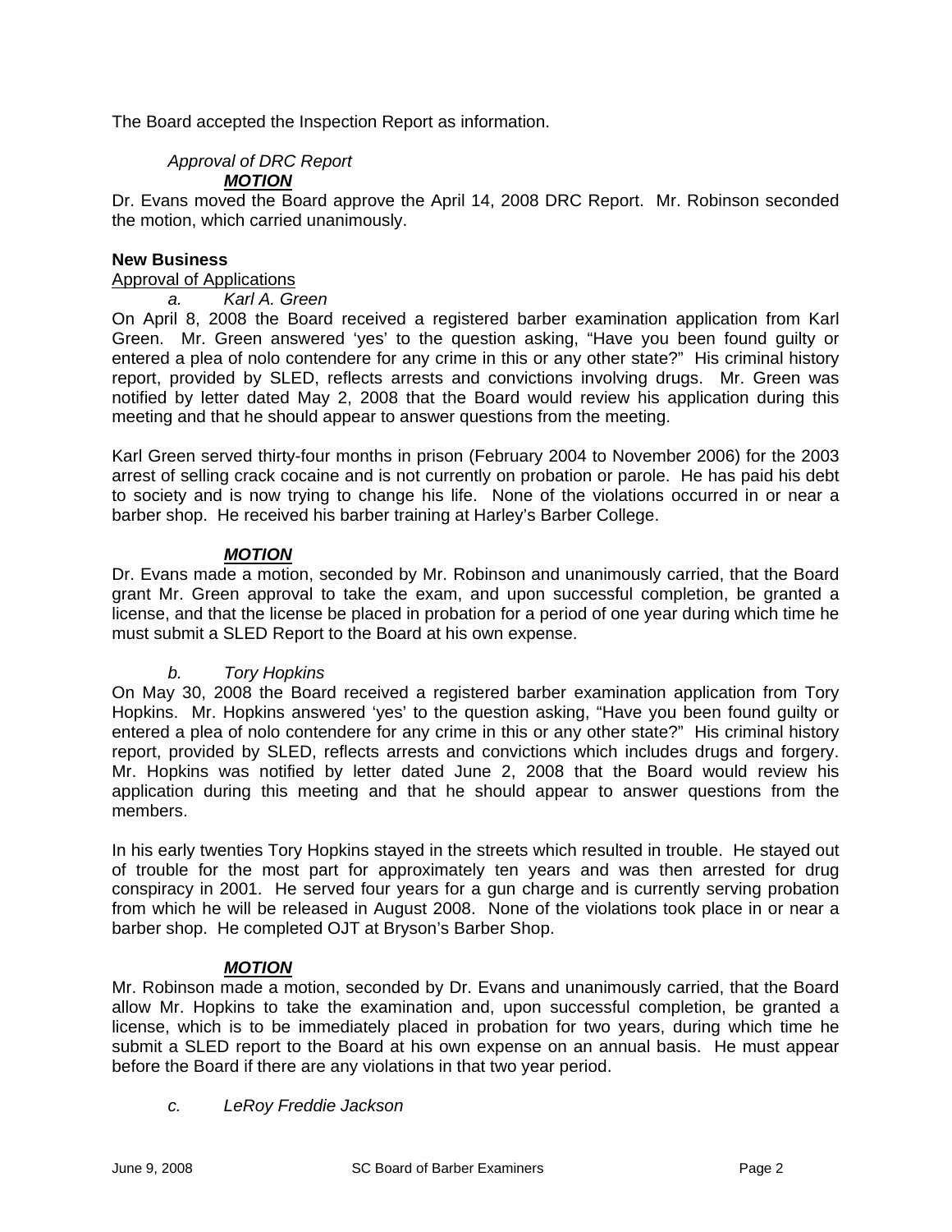The Board accepted the Inspection Report as information.

*Approval of DRC Report*

***MOTION***

Dr. Evans moved the Board approve the April 14, 2008 DRC Report. Mr. Robinson seconded the motion, which carried unanimously.

**New Business**

Approval of Applications

*a. Karl A. Green*

On April 8, 2008 the Board received a registered barber examination application from Karl Green. Mr. Green answered 'yes' to the question asking, "Have you been found guilty or entered a plea of nolo contendere for any crime in this or any other state?" His criminal history report, provided by SLED, reflects arrests and convictions involving drugs. Mr. Green was notified by letter dated May 2, 2008 that the Board would review his application during this meeting and that he should appear to answer questions from the meeting.

Karl Green served thirty-four months in prison (February 2004 to November 2006) for the 2003 arrest of selling crack cocaine and is not currently on probation or parole. He has paid his debt to society and is now trying to change his life. None of the violations occurred in or near a barber shop. He received his barber training at Harley's Barber College.

***MOTION***

Dr. Evans made a motion, seconded by Mr. Robinson and unanimously carried, that the Board grant Mr. Green approval to take the exam, and upon successful completion, be granted a license, and that the license be placed in probation for a period of one year during which time he must submit a SLED Report to the Board at his own expense.

*b. Tory Hopkins*

On May 30, 2008 the Board received a registered barber examination application from Tory Hopkins. Mr. Hopkins answered 'yes' to the question asking, "Have you been found guilty or entered a plea of nolo contendere for any crime in this or any other state?" His criminal history report, provided by SLED, reflects arrests and convictions which includes drugs and forgery. Mr. Hopkins was notified by letter dated June 2, 2008 that the Board would review his application during this meeting and that he should appear to answer questions from the members.

In his early twenties Tory Hopkins stayed in the streets which resulted in trouble. He stayed out of trouble for the most part for approximately ten years and was then arrested for drug conspiracy in 2001. He served four years for a gun charge and is currently serving probation from which he will be released in August 2008. None of the violations took place in or near a barber shop. He completed OJT at Bryson's Barber Shop.

***MOTION***

Mr. Robinson made a motion, seconded by Dr. Evans and unanimously carried, that the Board allow Mr. Hopkins to take the examination and, upon successful completion, be granted a license, which is to be immediately placed in probation for two years, during which time he submit a SLED report to the Board at his own expense on an annual basis. He must appear before the Board if there are any violations in that two year period.

*c. LeRoy Freddie Jackson*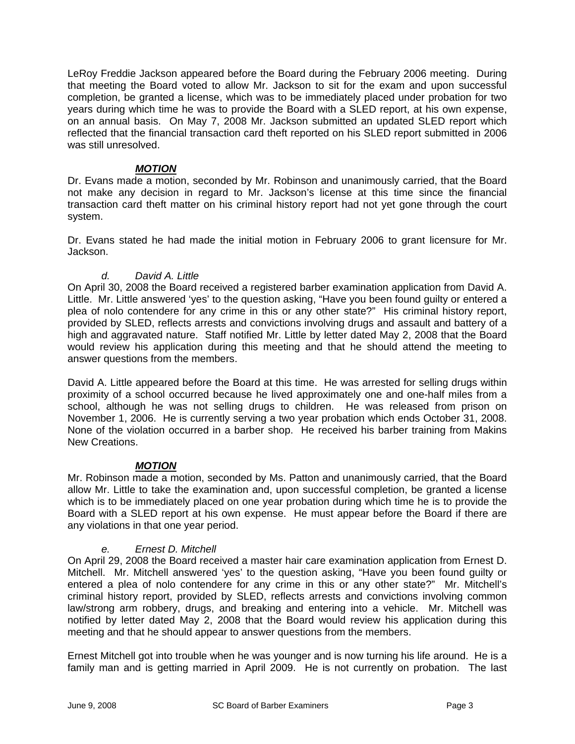LeRoy Freddie Jackson appeared before the Board during the February 2006 meeting. During that meeting the Board voted to allow Mr. Jackson to sit for the exam and upon successful completion, be granted a license, which was to be immediately placed under probation for two years during which time he was to provide the Board with a SLED report, at his own expense, on an annual basis. On May 7, 2008 Mr. Jackson submitted an updated SLED report which reflected that the financial transaction card theft reported on his SLED report submitted in 2006 was still unresolved.

***MOTION***

Dr. Evans made a motion, seconded by Mr. Robinson and unanimously carried, that the Board not make any decision in regard to Mr. Jackson's license at this time since the financial transaction card theft matter on his criminal history report had not yet gone through the court system.

Dr. Evans stated he had made the initial motion in February 2006 to grant licensure for Mr. Jackson.

*d. David A. Little*

On April 30, 2008 the Board received a registered barber examination application from David A. Little. Mr. Little answered 'yes' to the question asking, "Have you been found guilty or entered a plea of nolo contendere for any crime in this or any other state?" His criminal history report, provided by SLED, reflects arrests and convictions involving drugs and assault and battery of a high and aggravated nature. Staff notified Mr. Little by letter dated May 2, 2008 that the Board would review his application during this meeting and that he should attend the meeting to answer questions from the members.

David A. Little appeared before the Board at this time. He was arrested for selling drugs within proximity of a school occurred because he lived approximately one and one-half miles from a school, although he was not selling drugs to children. He was released from prison on November 1, 2006. He is currently serving a two year probation which ends October 31, 2008. None of the violation occurred in a barber shop. He received his barber training from Makins New Creations.

***MOTION***

Mr. Robinson made a motion, seconded by Ms. Patton and unanimously carried, that the Board allow Mr. Little to take the examination and, upon successful completion, be granted a license which is to be immediately placed on one year probation during which time he is to provide the Board with a SLED report at his own expense. He must appear before the Board if there are any violations in that one year period.

*e. Ernest D. Mitchell*

On April 29, 2008 the Board received a master hair care examination application from Ernest D. Mitchell. Mr. Mitchell answered 'yes' to the question asking, "Have you been found guilty or entered a plea of nolo contendere for any crime in this or any other state?" Mr. Mitchell's criminal history report, provided by SLED, reflects arrests and convictions involving common law/strong arm robbery, drugs, and breaking and entering into a vehicle. Mr. Mitchell was notified by letter dated May 2, 2008 that the Board would review his application during this meeting and that he should appear to answer questions from the members.

Ernest Mitchell got into trouble when he was younger and is now turning his life around. He is a family man and is getting married in April 2009. He is not currently on probation. The last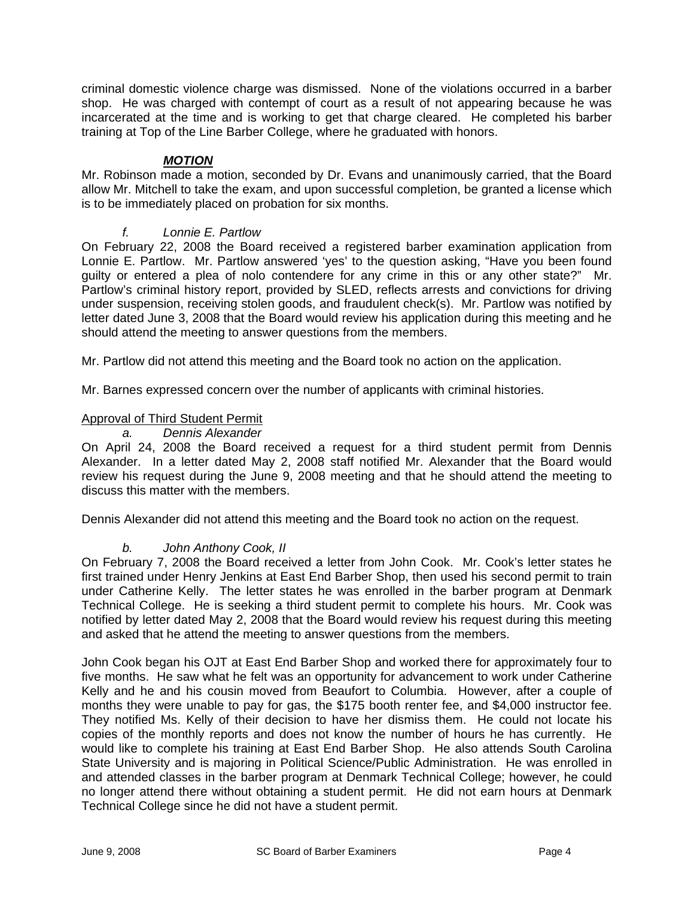criminal domestic violence charge was dismissed. None of the violations occurred in a barber shop. He was charged with contempt of court as a result of not appearing because he was incarcerated at the time and is working to get that charge cleared. He completed his barber training at Top of the Line Barber College, where he graduated with honors.

***MOTION***

Mr. Robinson made a motion, seconded by Dr. Evans and unanimously carried, that the Board allow Mr. Mitchell to take the exam, and upon successful completion, be granted a license which is to be immediately placed on probation for six months.

*f. Lonnie E. Partlow*

On February 22, 2008 the Board received a registered barber examination application from Lonnie E. Partlow. Mr. Partlow answered 'yes' to the question asking, "Have you been found guilty or entered a plea of nolo contendere for any crime in this or any other state?" Mr. Partlow's criminal history report, provided by SLED, reflects arrests and convictions for driving under suspension, receiving stolen goods, and fraudulent check(s). Mr. Partlow was notified by letter dated June 3, 2008 that the Board would review his application during this meeting and he should attend the meeting to answer questions from the members.

Mr. Partlow did not attend this meeting and the Board took no action on the application.

Mr. Barnes expressed concern over the number of applicants with criminal histories.

Approval of Third Student Permit

*a. Dennis Alexander*

On April 24, 2008 the Board received a request for a third student permit from Dennis Alexander. In a letter dated May 2, 2008 staff notified Mr. Alexander that the Board would review his request during the June 9, 2008 meeting and that he should attend the meeting to discuss this matter with the members.

Dennis Alexander did not attend this meeting and the Board took no action on the request.

*b. John Anthony Cook, II*

On February 7, 2008 the Board received a letter from John Cook. Mr. Cook's letter states he first trained under Henry Jenkins at East End Barber Shop, then used his second permit to train under Catherine Kelly. The letter states he was enrolled in the barber program at Denmark Technical College. He is seeking a third student permit to complete his hours. Mr. Cook was notified by letter dated May 2, 2008 that the Board would review his request during this meeting and asked that he attend the meeting to answer questions from the members.

John Cook began his OJT at East End Barber Shop and worked there for approximately four to five months. He saw what he felt was an opportunity for advancement to work under Catherine Kelly and he and his cousin moved from Beaufort to Columbia. However, after a couple of months they were unable to pay for gas, the $175 booth renter fee, and $4,000 instructor fee. They notified Ms. Kelly of their decision to have her dismiss them. He could not locate his copies of the monthly reports and does not know the number of hours he has currently. He would like to complete his training at East End Barber Shop. He also attends South Carolina State University and is majoring in Political Science/Public Administration. He was enrolled in and attended classes in the barber program at Denmark Technical College; however, he could no longer attend there without obtaining a student permit. He did not earn hours at Denmark Technical College since he did not have a student permit.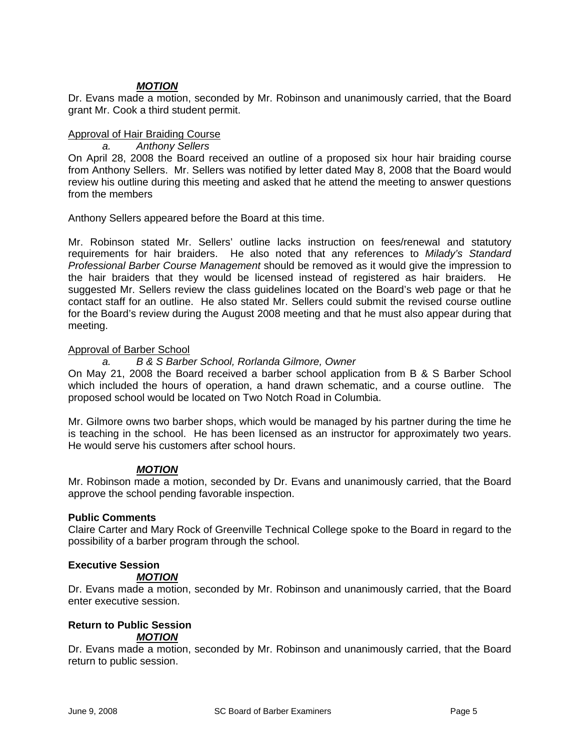***MOTION***

Dr. Evans made a motion, seconded by Mr. Robinson and unanimously carried, that the Board grant Mr. Cook a third student permit.

Approval of Hair Braiding Course

*a. Anthony Sellers*

On April 28, 2008 the Board received an outline of a proposed six hour hair braiding course from Anthony Sellers. Mr. Sellers was notified by letter dated May 8, 2008 that the Board would review his outline during this meeting and asked that he attend the meeting to answer questions from the members

Anthony Sellers appeared before the Board at this time.

Mr. Robinson stated Mr. Sellers' outline lacks instruction on fees/renewal and statutory requirements for hair braiders. He also noted that any references to *Milady's Standard Professional Barber Course Management* should be removed as it would give the impression to the hair braiders that they would be licensed instead of registered as hair braiders. He suggested Mr. Sellers review the class guidelines located on the Board's web page or that he contact staff for an outline. He also stated Mr. Sellers could submit the revised course outline for the Board's review during the August 2008 meeting and that he must also appear during that meeting.

Approval of Barber School

*a. B & S Barber School, Rorlanda Gilmore, Owner*

On May 21, 2008 the Board received a barber school application from B & S Barber School which included the hours of operation, a hand drawn schematic, and a course outline. The proposed school would be located on Two Notch Road in Columbia.

Mr. Gilmore owns two barber shops, which would be managed by his partner during the time he is teaching in the school. He has been licensed as an instructor for approximately two years. He would serve his customers after school hours.

***MOTION***

Mr. Robinson made a motion, seconded by Dr. Evans and unanimously carried, that the Board approve the school pending favorable inspection.

**Public Comments**

Claire Carter and Mary Rock of Greenville Technical College spoke to the Board in regard to the possibility of a barber program through the school.

**Executive Session**

***MOTION***

Dr. Evans made a motion, seconded by Mr. Robinson and unanimously carried, that the Board enter executive session.

**Return to Public Session**

***MOTION***

Dr. Evans made a motion, seconded by Mr. Robinson and unanimously carried, that the Board return to public session.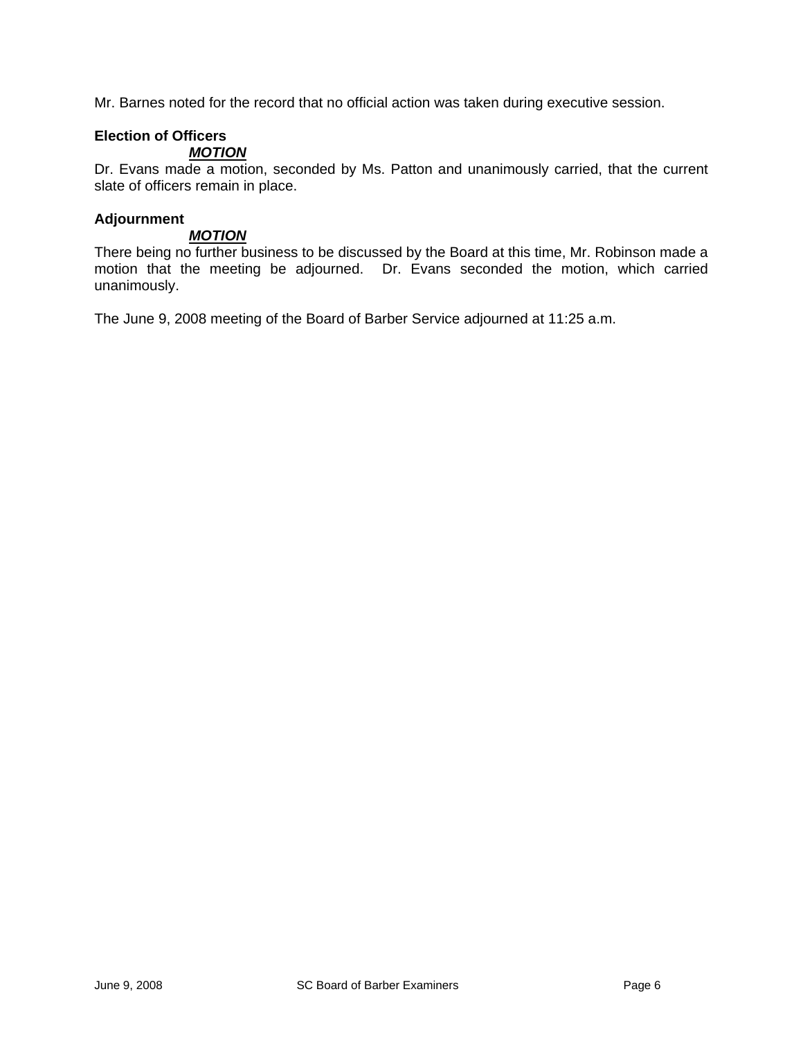Mr. Barnes noted for the record that no official action was taken during executive session.

**Election of Officers**

***MOTION***

Dr. Evans made a motion, seconded by Ms. Patton and unanimously carried, that the current slate of officers remain in place.

**Adjournment**

***MOTION***

There being no further business to be discussed by the Board at this time, Mr. Robinson made a motion that the meeting be adjourned. Dr. Evans seconded the motion, which carried unanimously.

The June 9, 2008 meeting of the Board of Barber Service adjourned at 11:25 a.m.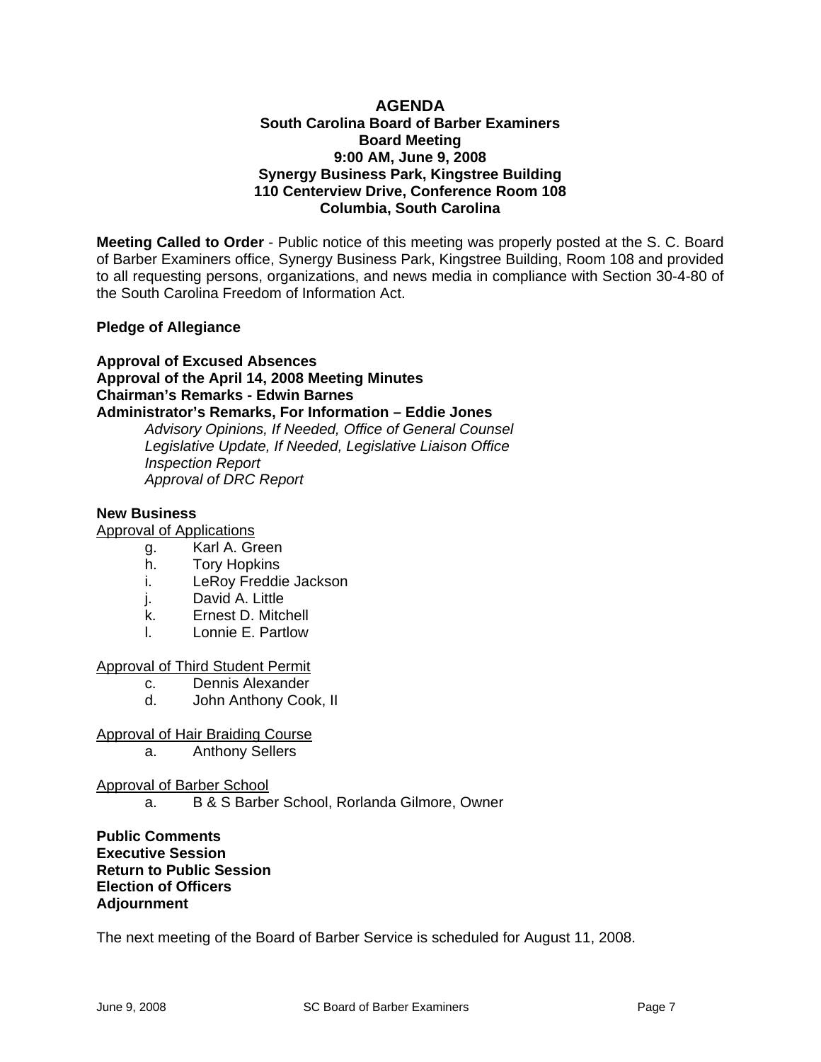# AGENDA

**South Carolina Board of Barber Examiners**
**Board Meeting**
**9:00 AM, June 9, 2008**
**Synergy Business Park, Kingstree Building**
**110 Centerview Drive, Conference Room 108**
**Columbia, South Carolina**

**Meeting Called to Order** - Public notice of this meeting was properly posted at the S. C. Board of Barber Examiners office, Synergy Business Park, Kingstree Building, Room 108 and provided to all requesting persons, organizations, and news media in compliance with Section 30-4-80 of the South Carolina Freedom of Information Act.

**Pledge of Allegiance**

**Approval of Excused Absences**
**Approval of the April 14, 2008 Meeting Minutes**
**Chairman's Remarks - Edwin Barnes**
**Administrator's Remarks, For Information – Eddie Jones**

*Advisory Opinions, If Needed, Office of General Counsel*
*Legislative Update, If Needed, Legislative Liaison Office*
*Inspection Report*
*Approval of DRC Report*

**New Business**

Approval of Applications

- g. Karl A. Green
- h. Tory Hopkins
- i. LeRoy Freddie Jackson
- j. David A. Little
- k. Ernest D. Mitchell
- l. Lonnie E. Partlow

Approval of Third Student Permit

- c. Dennis Alexander
- d. John Anthony Cook, II

Approval of Hair Braiding Course

- a. Anthony Sellers

Approval of Barber School

- a. B & S Barber School, Rorlanda Gilmore, Owner

**Public Comments**
**Executive Session**
**Return to Public Session**
**Election of Officers**
**Adjournment**

The next meeting of the Board of Barber Service is scheduled for August 11, 2008.